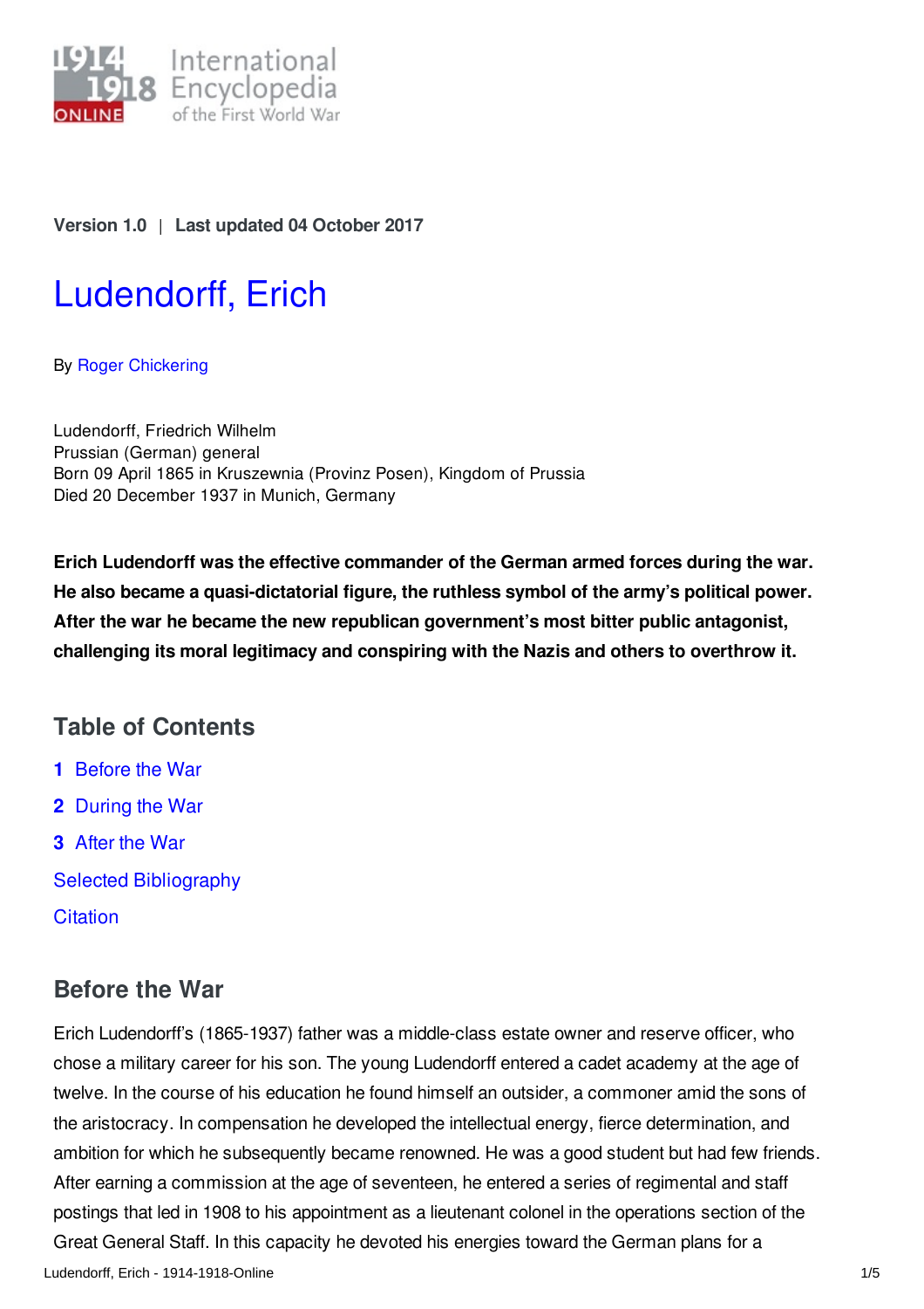Version 1.0 | Last updated 04 October 2017

# Ludendorff, Erich

By Roger Chickering

Ludendorff, Friedrich Wilhelm
Prussian (German) general
Born 09 April 1865 in Kruszewnia (Provinz Posen), Kingdom of Prussia
Died 20 December 1937 in Munich, Germany

**Erich Ludendorff was the effective commander of the German armed forces during the war. He also became a quasi-dictatorial figure, the ruthless symbol of the army's political power. After the war he became the new republican government's most bitter public antagonist, challenging its moral legitimacy and conspiring with the Nazis and others to overthrow it.**

## Table of Contents

**1** Before the War
**2** During the War
**3** After the War
Selected Bibliography
Citation

## Before the War

Erich Ludendorff's (1865-1937) father was a middle-class estate owner and reserve officer, who chose a military career for his son. The young Ludendorff entered a cadet academy at the age of twelve. In the course of his education he found himself an outsider, a commoner amid the sons of the aristocracy. In compensation he developed the intellectual energy, fierce determination, and ambition for which he subsequently became renowned. He was a good student but had few friends. After earning a commission at the age of seventeen, he entered a series of regimental and staff postings that led in 1908 to his appointment as a lieutenant colonel in the operations section of the Great General Staff. In this capacity he devoted his energies toward the German plans for a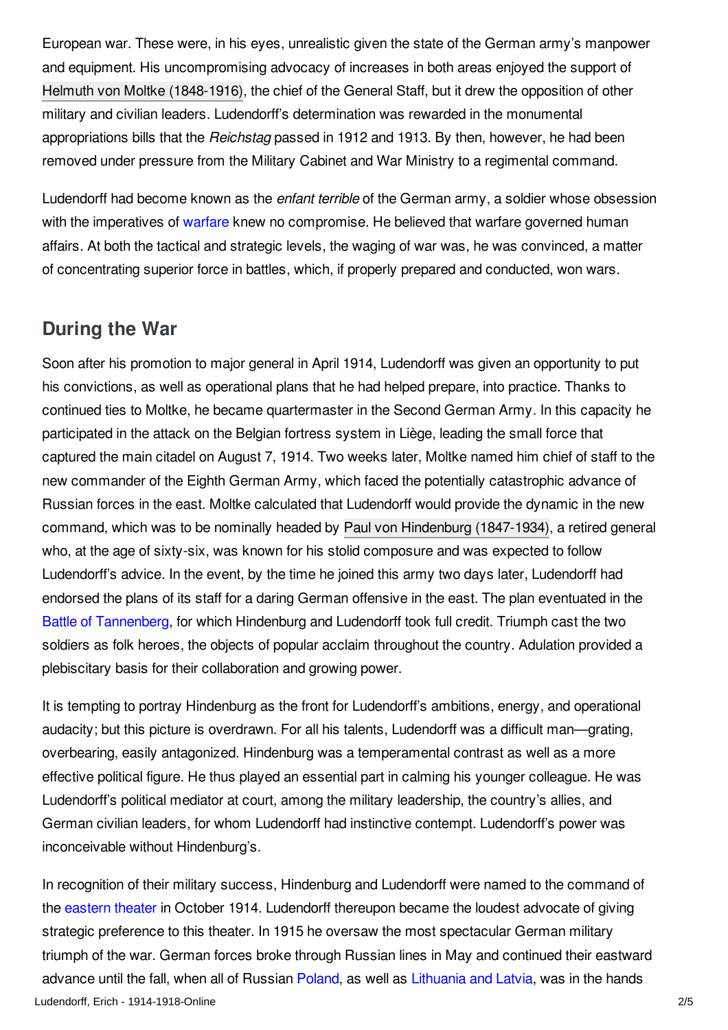European war. These were, in his eyes, unrealistic given the state of the German army's manpower and equipment. His uncompromising advocacy of increases in both areas enjoyed the support of Helmuth von Moltke (1848-1916), the chief of the General Staff, but it drew the opposition of other military and civilian leaders. Ludendorff's determination was rewarded in the monumental appropriations bills that the *Reichstag* passed in 1912 and 1913. By then, however, he had been removed under pressure from the Military Cabinet and War Ministry to a regimental command.

Ludendorff had become known as the *enfant terrible* of the German army, a soldier whose obsession with the imperatives of warfare knew no compromise. He believed that warfare governed human affairs. At both the tactical and strategic levels, the waging of war was, he was convinced, a matter of concentrating superior force in battles, which, if properly prepared and conducted, won wars.

## During the War

Soon after his promotion to major general in April 1914, Ludendorff was given an opportunity to put his convictions, as well as operational plans that he had helped prepare, into practice. Thanks to continued ties to Moltke, he became quartermaster in the Second German Army. In this capacity he participated in the attack on the Belgian fortress system in Liège, leading the small force that captured the main citadel on August 7, 1914. Two weeks later, Moltke named him chief of staff to the new commander of the Eighth German Army, which faced the potentially catastrophic advance of Russian forces in the east. Moltke calculated that Ludendorff would provide the dynamic in the new command, which was to be nominally headed by Paul von Hindenburg (1847-1934), a retired general who, at the age of sixty-six, was known for his stolid composure and was expected to follow Ludendorff's advice. In the event, by the time he joined this army two days later, Ludendorff had endorsed the plans of its staff for a daring German offensive in the east. The plan eventuated in the Battle of Tannenberg, for which Hindenburg and Ludendorff took full credit. Triumph cast the two soldiers as folk heroes, the objects of popular acclaim throughout the country. Adulation provided a plebiscitary basis for their collaboration and growing power.

It is tempting to portray Hindenburg as the front for Ludendorff's ambitions, energy, and operational audacity; but this picture is overdrawn. For all his talents, Ludendorff was a difficult man—grating, overbearing, easily antagonized. Hindenburg was a temperamental contrast as well as a more effective political figure. He thus played an essential part in calming his younger colleague. He was Ludendorff's political mediator at court, among the military leadership, the country's allies, and German civilian leaders, for whom Ludendorff had instinctive contempt. Ludendorff's power was inconceivable without Hindenburg's.

In recognition of their military success, Hindenburg and Ludendorff were named to the command of the eastern theater in October 1914. Ludendorff thereupon became the loudest advocate of giving strategic preference to this theater. In 1915 he oversaw the most spectacular German military triumph of the war. German forces broke through Russian lines in May and continued their eastward advance until the fall, when all of Russian Poland, as well as Lithuania and Latvia, was in the hands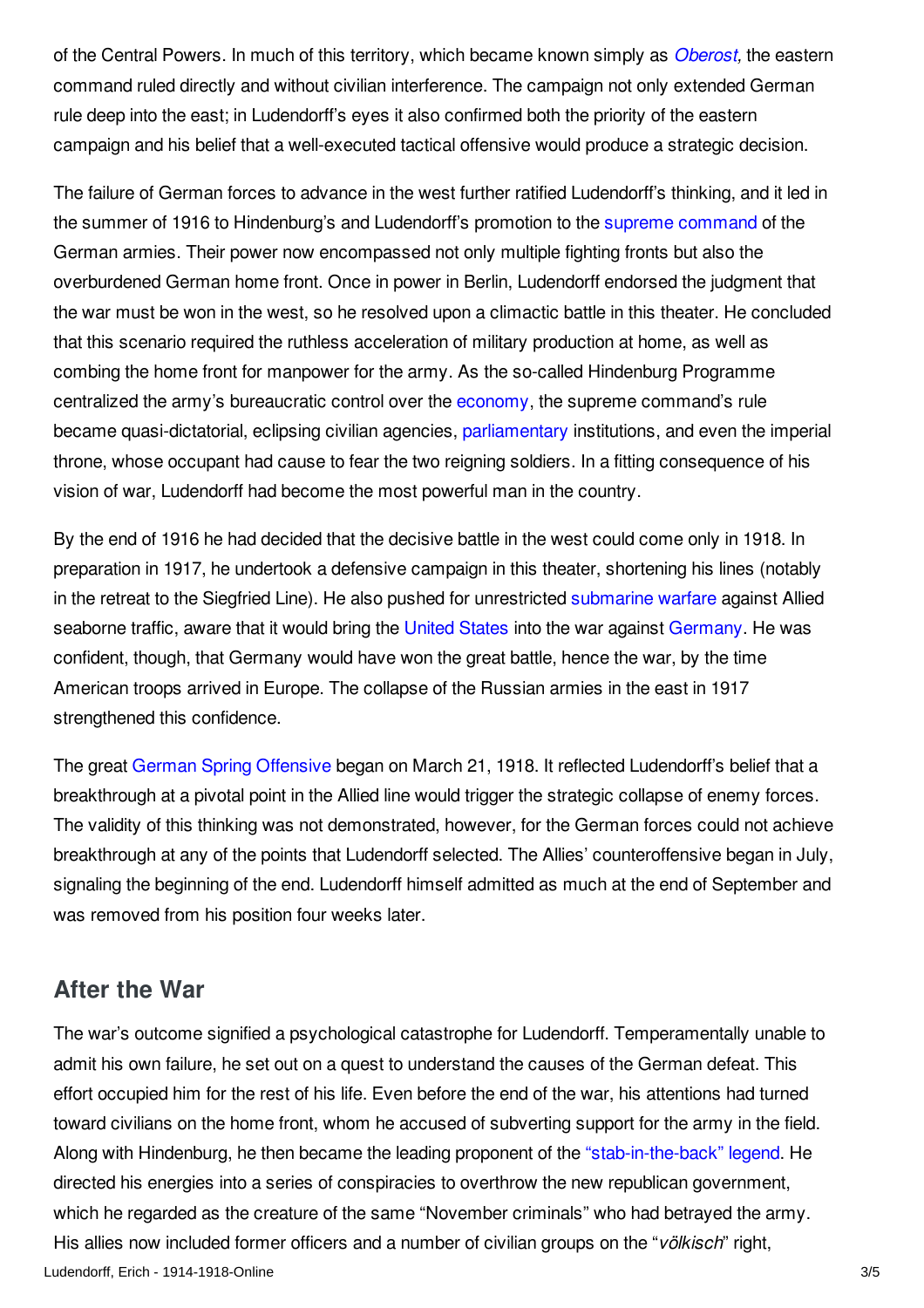of the Central Powers. In much of this territory, which became known simply as *Oberost,* the eastern command ruled directly and without civilian interference. The campaign not only extended German rule deep into the east; in Ludendorff's eyes it also confirmed both the priority of the eastern campaign and his belief that a well-executed tactical offensive would produce a strategic decision.

The failure of German forces to advance in the west further ratified Ludendorff's thinking, and it led in the summer of 1916 to Hindenburg's and Ludendorff's promotion to the supreme command of the German armies. Their power now encompassed not only multiple fighting fronts but also the overburdened German home front. Once in power in Berlin, Ludendorff endorsed the judgment that the war must be won in the west, so he resolved upon a climactic battle in this theater. He concluded that this scenario required the ruthless acceleration of military production at home, as well as combing the home front for manpower for the army. As the so-called Hindenburg Programme centralized the army's bureaucratic control over the economy, the supreme command's rule became quasi-dictatorial, eclipsing civilian agencies, parliamentary institutions, and even the imperial throne, whose occupant had cause to fear the two reigning soldiers. In a fitting consequence of his vision of war, Ludendorff had become the most powerful man in the country.

By the end of 1916 he had decided that the decisive battle in the west could come only in 1918. In preparation in 1917, he undertook a defensive campaign in this theater, shortening his lines (notably in the retreat to the Siegfried Line). He also pushed for unrestricted submarine warfare against Allied seaborne traffic, aware that it would bring the United States into the war against Germany. He was confident, though, that Germany would have won the great battle, hence the war, by the time American troops arrived in Europe. The collapse of the Russian armies in the east in 1917 strengthened this confidence.

The great German Spring Offensive began on March 21, 1918. It reflected Ludendorff's belief that a breakthrough at a pivotal point in the Allied line would trigger the strategic collapse of enemy forces. The validity of this thinking was not demonstrated, however, for the German forces could not achieve breakthrough at any of the points that Ludendorff selected. The Allies' counteroffensive began in July, signaling the beginning of the end. Ludendorff himself admitted as much at the end of September and was removed from his position four weeks later.

## After the War

The war's outcome signified a psychological catastrophe for Ludendorff. Temperamentally unable to admit his own failure, he set out on a quest to understand the causes of the German defeat. This effort occupied him for the rest of his life. Even before the end of the war, his attentions had turned toward civilians on the home front, whom he accused of subverting support for the army in the field. Along with Hindenburg, he then became the leading proponent of the "stab-in-the-back" legend. He directed his energies into a series of conspiracies to overthrow the new republican government, which he regarded as the creature of the same "November criminals" who had betrayed the army. His allies now included former officers and a number of civilian groups on the "*völkisch*" right,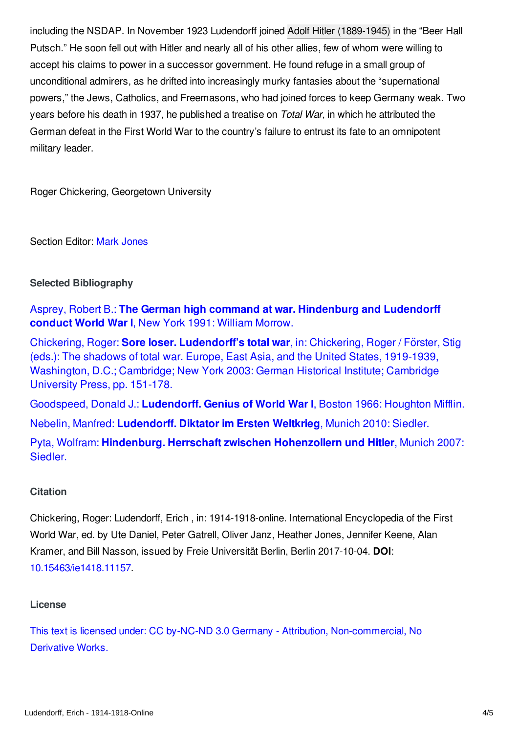including the NSDAP. In November 1923 Ludendorff joined Adolf Hitler (1889-1945) in the “Beer Hall Putsch.” He soon fell out with Hitler and nearly all of his other allies, few of whom were willing to accept his claims to power in a successor government. He found refuge in a small group of unconditional admirers, as he drifted into increasingly murky fantasies about the “supernational powers,” the Jews, Catholics, and Freemasons, who had joined forces to keep Germany weak. Two years before his death in 1937, he published a treatise on *Total War*, in which he attributed the German defeat in the First World War to the country’s failure to entrust its fate to an omnipotent military leader.

Roger Chickering, Georgetown University

Section Editor: Mark Jones

### Selected Bibliography

Asprey, Robert B.: **The German high command at war. Hindenburg and Ludendorff conduct World War I**, New York 1991: William Morrow.

Chickering, Roger: **Sore loser. Ludendorff’s total war**, in: Chickering, Roger / Förster, Stig (eds.): The shadows of total war. Europe, East Asia, and the United States, 1919-1939, Washington, D.C.; Cambridge; New York 2003: German Historical Institute; Cambridge University Press, pp. 151-178.

Goodspeed, Donald J.: **Ludendorff. Genius of World War I**, Boston 1966: Houghton Mifflin.

Nebelin, Manfred: **Ludendorff. Diktator im Ersten Weltkrieg**, Munich 2010: Siedler.

Pyta, Wolfram: **Hindenburg. Herrschaft zwischen Hohenzollern und Hitler**, Munich 2007: Siedler.

### Citation

Chickering, Roger: Ludendorff, Erich , in: 1914-1918-online. International Encyclopedia of the First World War, ed. by Ute Daniel, Peter Gatrell, Oliver Janz, Heather Jones, Jennifer Keene, Alan Kramer, and Bill Nasson, issued by Freie Universität Berlin, Berlin 2017-10-04. **DOI**: 10.15463/ie1418.11157.

### License

This text is licensed under: CC by-NC-ND 3.0 Germany - Attribution, Non-commercial, No Derivative Works.